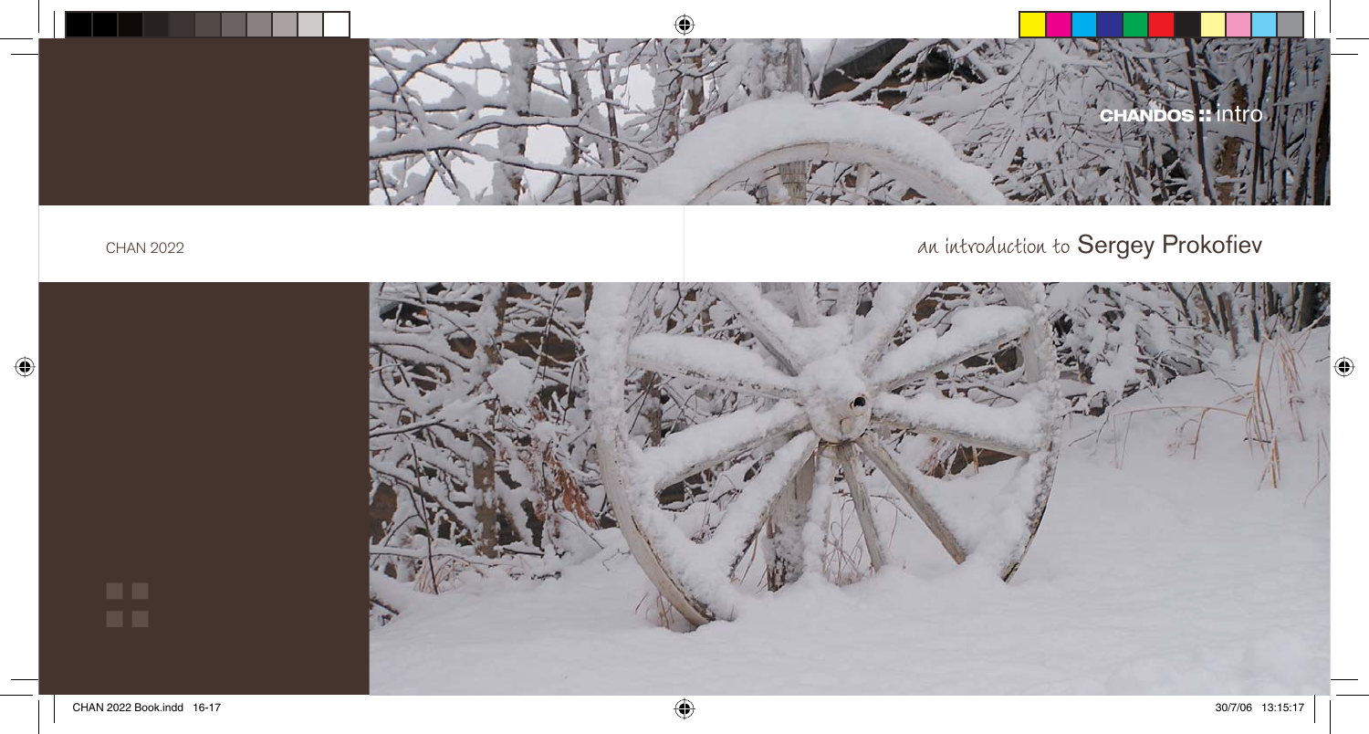CHANDOS :: intro

CHAN 2022

an introduction to Sergey Prokofiev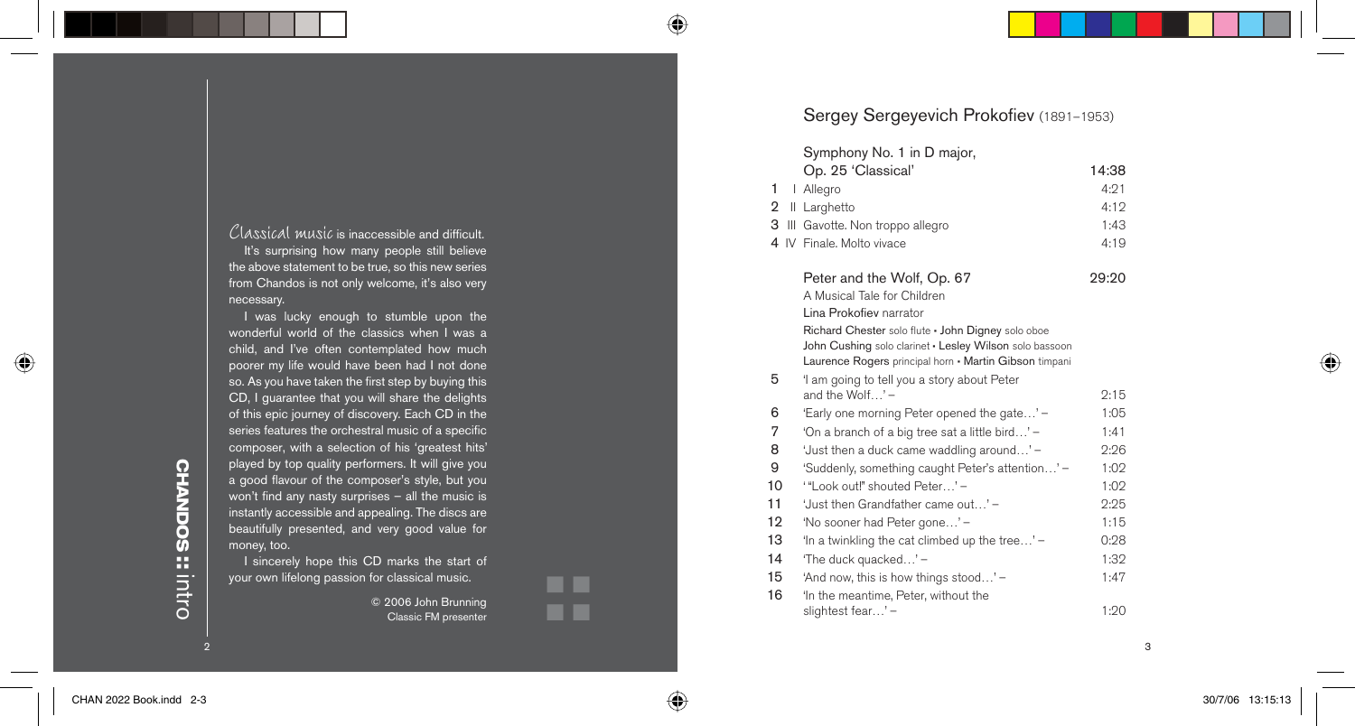Classical music is inaccessible and difficult.

It's surprising how many people still believe the above statement to be true, so this new series from Chandos is not only welcome, it's also very necessary.

I was lucky enough to stumble upon the wonderful world of the classics when I was a child, and I've often contemplated how much poorer my life would have been had I not done so. As you have taken the first step by buying this CD, I guarantee that you will share the delights of this epic journey of discovery. Each CD in the series features the orchestral music of a specific composer, with a selection of his 'greatest hits' played by top quality performers. It will give you a good flavour of the composer's style, but you won't find any nasty surprises – all the music is instantly accessible and appealing. The discs are beautifully presented, and very good value for money, too.

I sincerely hope this CD marks the start of your own lifelong passion for classical music.

© 2006 John Brunning
Classic FM presenter

CHANDOS :: intro

## Sergey Sergeyevich Prokofiev (1891–1953)

| | | |
|---|---|---|
| | **Symphony No. 1 in D major, Op. 25 'Classical'** | 14:38 |
| 1 | I Allegro | 4:21 |
| 2 | II Larghetto | 4:12 |
| 3 | III Gavotte. Non troppo allegro | 1:43 |
| 4 | IV Finale. Molto vivace | 4:19 |

**Peter and the Wolf, Op. 67** — 29:20

A Musical Tale for Children

**Lina Prokofiev** narrator

**Richard Chester** solo flute • **John Digney** solo oboe
**John Cushing** solo clarinet • **Lesley Wilson** solo bassoon
**Laurence Rogers** principal horn • **Martin Gibson** timpani

| | | |
|---|---|---|
| 5 | 'I am going to tell you a story about Peter and the Wolf…' – | 2:15 |
| 6 | 'Early one morning Peter opened the gate…' – | 1:05 |
| 7 | 'On a branch of a big tree sat a little bird…' – | 1:41 |
| 8 | 'Just then a duck came waddling around…' – | 2:26 |
| 9 | 'Suddenly, something caught Peter's attention…' – | 1:02 |
| 10 | '"Look out!" shouted Peter…' – | 1:02 |
| 11 | 'Just then Grandfather came out…' – | 2:25 |
| 12 | 'No sooner had Peter gone…' – | 1:15 |
| 13 | 'In a twinkling the cat climbed up the tree…' – | 0:28 |
| 14 | 'The duck quacked…' – | 1:32 |
| 15 | 'And now, this is how things stood…' – | 1:47 |
| 16 | 'In the meantime, Peter, without the slightest fear…' – | 1:20 |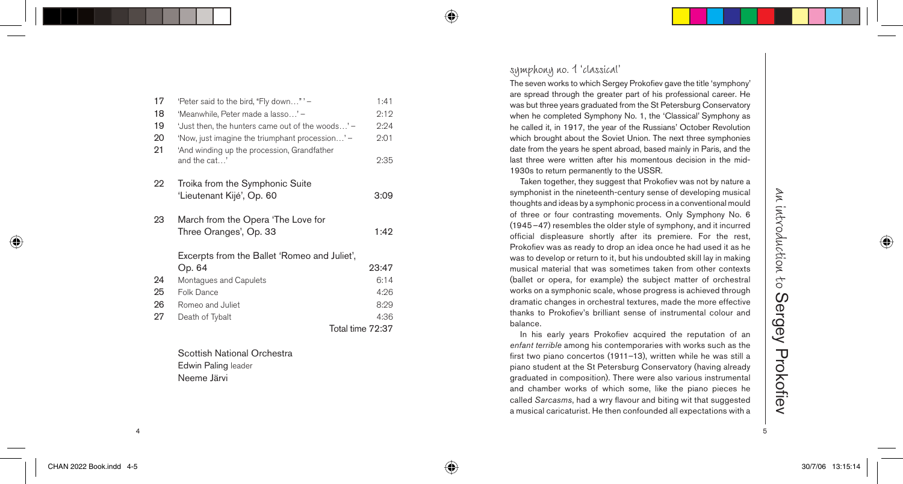| | | |
|---|---|---|
| 17 | 'Peter said to the bird, "Fly down…" ' – | 1:41 |
| 18 | 'Meanwhile, Peter made a lasso…' – | 2:12 |
| 19 | 'Just then, the hunters came out of the woods…' – | 2:24 |
| 20 | 'Now, just imagine the triumphant procession…' – | 2:01 |
| 21 | 'And winding up the procession, Grandfather and the cat…' | 2:35 |
| 22 | Troika from the Symphonic Suite 'Lieutenant Kijé', Op. 60 | 3:09 |
| 23 | March from the Opera 'The Love for Three Oranges', Op. 33 | 1:42 |
| | Excerpts from the Ballet 'Romeo and Juliet', Op. 64 | 23:47 |
| 24 | Montagues and Capulets | 6:14 |
| 25 | Folk Dance | 4:26 |
| 26 | Romeo and Juliet | 8:29 |
| 27 | Death of Tybalt | 4:36 |
| | Total time | 72:37 |

Scottish National Orchestra
Edwin Paling leader
Neeme Järvi

## symphony no. 1 'classical'

The seven works to which Sergey Prokofiev gave the title 'symphony' are spread through the greater part of his professional career. He was but three years graduated from the St Petersburg Conservatory when he completed Symphony No. 1, the 'Classical' Symphony as he called it, in 1917, the year of the Russians' October Revolution which brought about the Soviet Union. The next three symphonies date from the years he spent abroad, based mainly in Paris, and the last three were written after his momentous decision in the mid-1930s to return permanently to the USSR.

Taken together, they suggest that Prokofiev was not by nature a symphonist in the nineteenth-century sense of developing musical thoughts and ideas by a symphonic process in a conventional mould of three or four contrasting movements. Only Symphony No. 6 (1945–47) resembles the older style of symphony, and it incurred official displeasure shortly after its premiere. For the rest, Prokofiev was as ready to drop an idea once he had used it as he was to develop or return to it, but his undoubted skill lay in making musical material that was sometimes taken from other contexts (ballet or opera, for example) the subject matter of orchestral works on a symphonic scale, whose progress is achieved through dramatic changes in orchestral textures, made the more effective thanks to Prokofiev's brilliant sense of instrumental colour and balance.

In his early years Prokofiev acquired the reputation of an *enfant terrible* among his contemporaries with works such as the first two piano concertos (1911–13), written while he was still a piano student at the St Petersburg Conservatory (having already graduated in composition). There were also various instrumental and chamber works of which some, like the piano pieces he called *Sarcasms*, had a wry flavour and biting wit that suggested a musical caricaturist. He then confounded all expectations with a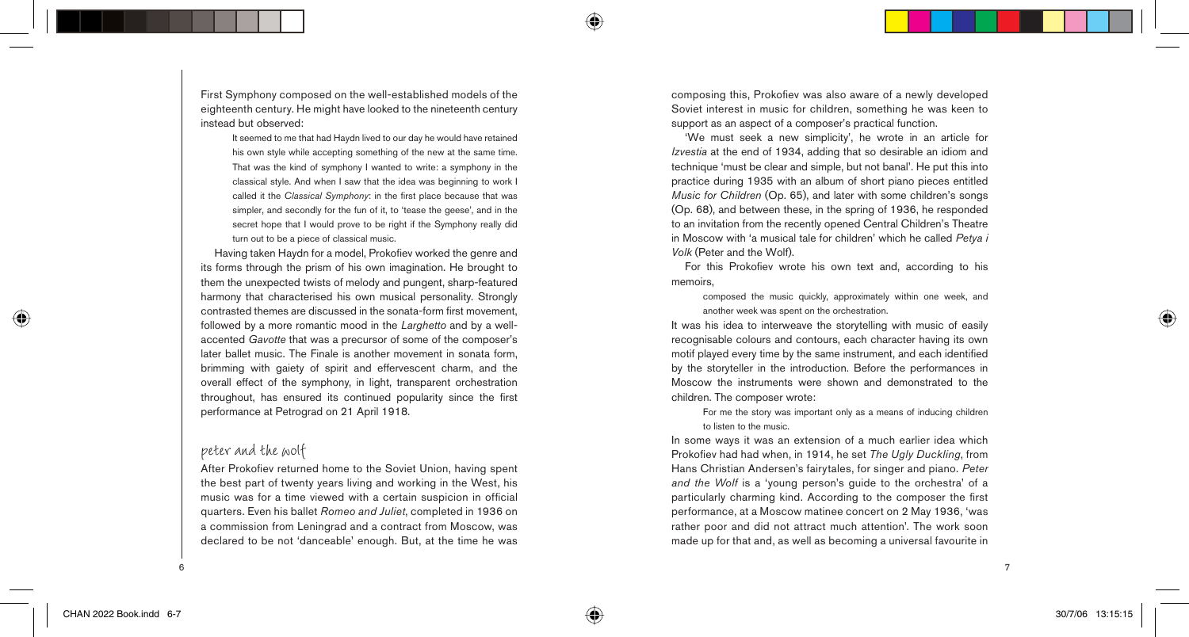First Symphony composed on the well-established models of the eighteenth century. He might have looked to the nineteenth century instead but observed:

> It seemed to me that had Haydn lived to our day he would have retained his own style while accepting something of the new at the same time. That was the kind of symphony I wanted to write: a symphony in the classical style. And when I saw that the idea was beginning to work I called it the *Classical Symphony*: in the first place because that was simpler, and secondly for the fun of it, to 'tease the geese', and in the secret hope that I would prove to be right if the Symphony really did turn out to be a piece of classical music.

Having taken Haydn for a model, Prokofiev worked the genre and its forms through the prism of his own imagination. He brought to them the unexpected twists of melody and pungent, sharp-featured harmony that characterised his own musical personality. Strongly contrasted themes are discussed in the sonata-form first movement, followed by a more romantic mood in the *Larghetto* and by a well-accented *Gavotte* that was a precursor of some of the composer's later ballet music. The Finale is another movement in sonata form, brimming with gaiety of spirit and effervescent charm, and the overall effect of the symphony, in light, transparent orchestration throughout, has ensured its continued popularity since the first performance at Petrograd on 21 April 1918.

## peter and the wolf

After Prokofiev returned home to the Soviet Union, having spent the best part of twenty years living and working in the West, his music was for a time viewed with a certain suspicion in official quarters. Even his ballet *Romeo and Juliet*, completed in 1936 on a commission from Leningrad and a contract from Moscow, was declared to be not 'danceable' enough. But, at the time he was composing this, Prokofiev was also aware of a newly developed Soviet interest in music for children, something he was keen to support as an aspect of a composer's practical function.

'We must seek a new simplicity', he wrote in an article for *Izvestia* at the end of 1934, adding that so desirable an idiom and technique 'must be clear and simple, but not banal'. He put this into practice during 1935 with an album of short piano pieces entitled *Music for Children* (Op. 65), and later with some children's songs (Op. 68), and between these, in the spring of 1936, he responded to an invitation from the recently opened Central Children's Theatre in Moscow with 'a musical tale for children' which he called *Petya i Volk* (Peter and the Wolf).

For this Prokofiev wrote his own text and, according to his memoirs,

> composed the music quickly, approximately within one week, and another week was spent on the orchestration.

It was his idea to interweave the storytelling with music of easily recognisable colours and contours, each character having its own motif played every time by the same instrument, and each identified by the storyteller in the introduction. Before the performances in Moscow the instruments were shown and demonstrated to the children. The composer wrote:

> For me the story was important only as a means of inducing children to listen to the music.

In some ways it was an extension of a much earlier idea which Prokofiev had had when, in 1914, he set *The Ugly Duckling*, from Hans Christian Andersen's fairytales, for singer and piano. *Peter and the Wolf* is a 'young person's guide to the orchestra' of a particularly charming kind. According to the composer the first performance, at a Moscow matinee concert on 2 May 1936, 'was rather poor and did not attract much attention'. The work soon made up for that and, as well as becoming a universal favourite in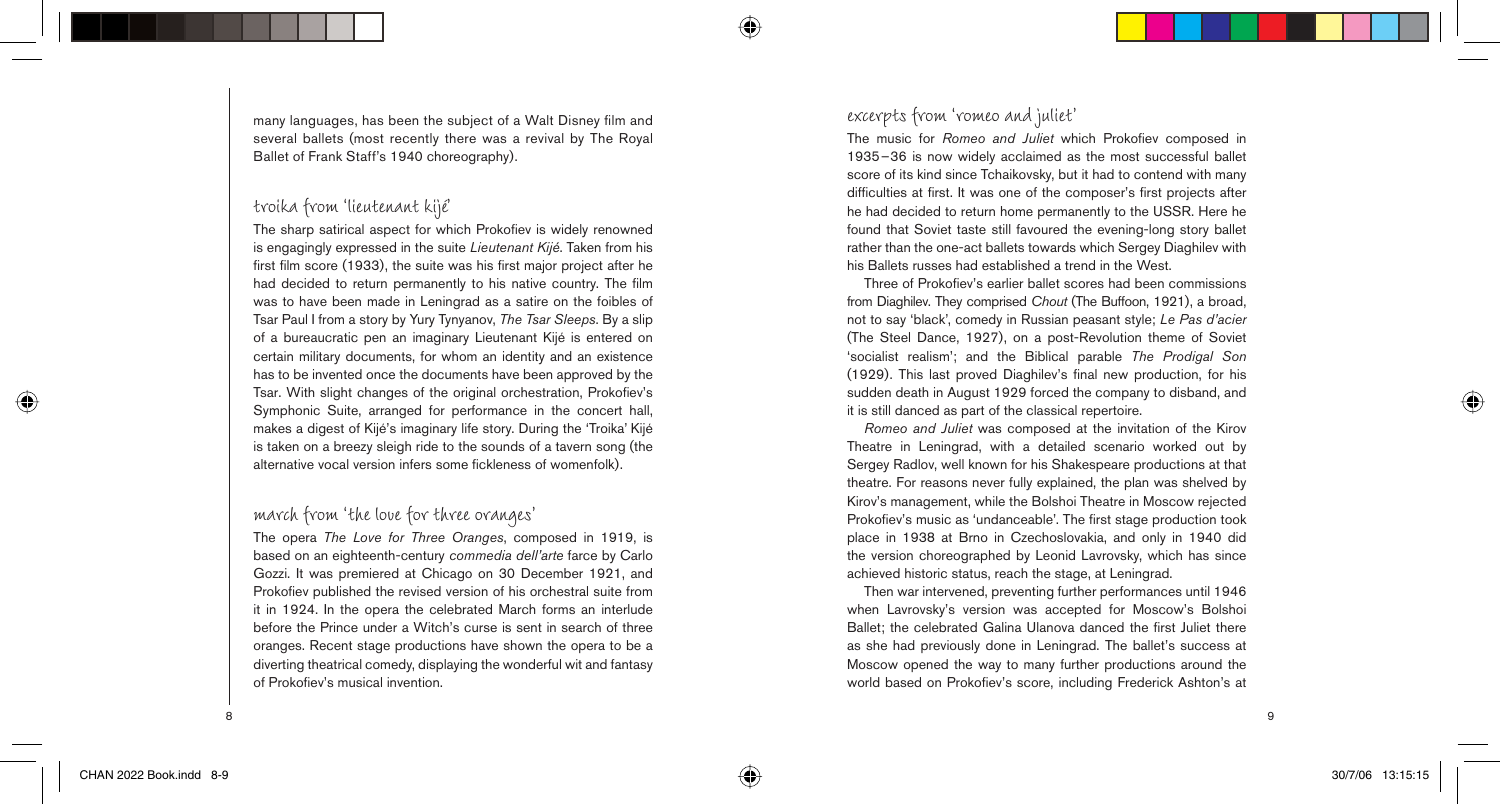many languages, has been the subject of a Walt Disney film and several ballets (most recently there was a revival by The Royal Ballet of Frank Staff's 1940 choreography).

## troika from 'lieutenant kijé'

The sharp satirical aspect for which Prokofiev is widely renowned is engagingly expressed in the suite *Lieutenant Kijé*. Taken from his first film score (1933), the suite was his first major project after he had decided to return permanently to his native country. The film was to have been made in Leningrad as a satire on the foibles of Tsar Paul I from a story by Yury Tynyanov, *The Tsar Sleeps*. By a slip of a bureaucratic pen an imaginary Lieutenant Kijé is entered on certain military documents, for whom an identity and an existence has to be invented once the documents have been approved by the Tsar. With slight changes of the original orchestration, Prokofiev's Symphonic Suite, arranged for performance in the concert hall, makes a digest of Kijé's imaginary life story. During the 'Troika' Kijé is taken on a breezy sleigh ride to the sounds of a tavern song (the alternative vocal version infers some fickleness of womenfolk).

## march from 'the love for three oranges'

The opera *The Love for Three Oranges*, composed in 1919, is based on an eighteenth-century *commedia dell'arte* farce by Carlo Gozzi. It was premiered at Chicago on 30 December 1921, and Prokofiev published the revised version of his orchestral suite from it in 1924. In the opera the celebrated March forms an interlude before the Prince under a Witch's curse is sent in search of three oranges. Recent stage productions have shown the opera to be a diverting theatrical comedy, displaying the wonderful wit and fantasy of Prokofiev's musical invention.

## excerpts from 'romeo and juliet'

The music for *Romeo and Juliet* which Prokofiev composed in 1935–36 is now widely acclaimed as the most successful ballet score of its kind since Tchaikovsky, but it had to contend with many difficulties at first. It was one of the composer's first projects after he had decided to return home permanently to the USSR. Here he found that Soviet taste still favoured the evening-long story ballet rather than the one-act ballets towards which Sergey Diaghilev with his Ballets russes had established a trend in the West.

Three of Prokofiev's earlier ballet scores had been commissions from Diaghilev. They comprised *Chout* (The Buffoon, 1921), a broad, not to say 'black', comedy in Russian peasant style; *Le Pas d'acier* (The Steel Dance, 1927), on a post-Revolution theme of Soviet 'socialist realism'; and the Biblical parable *The Prodigal Son* (1929). This last proved Diaghilev's final new production, for his sudden death in August 1929 forced the company to disband, and it is still danced as part of the classical repertoire.

*Romeo and Juliet* was composed at the invitation of the Kirov Theatre in Leningrad, with a detailed scenario worked out by Sergey Radlov, well known for his Shakespeare productions at that theatre. For reasons never fully explained, the plan was shelved by Kirov's management, while the Bolshoi Theatre in Moscow rejected Prokofiev's music as 'undanceable'. The first stage production took place in 1938 at Brno in Czechoslovakia, and only in 1940 did the version choreographed by Leonid Lavrovsky, which has since achieved historic status, reach the stage, at Leningrad.

Then war intervened, preventing further performances until 1946 when Lavrovsky's version was accepted for Moscow's Bolshoi Ballet; the celebrated Galina Ulanova danced the first Juliet there as she had previously done in Leningrad. The ballet's success at Moscow opened the way to many further productions around the world based on Prokofiev's score, including Frederick Ashton's at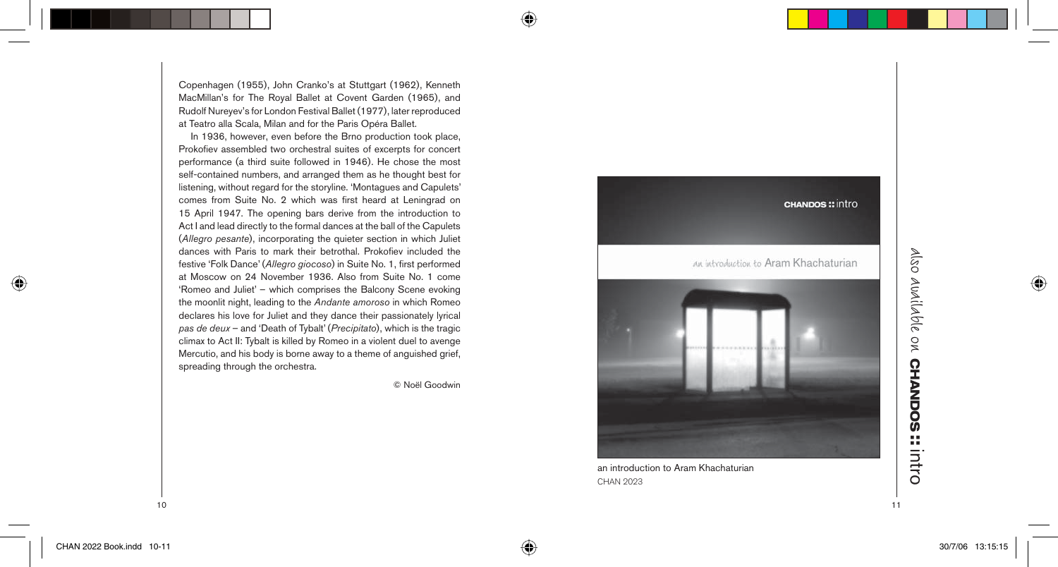Copenhagen (1955), John Cranko's at Stuttgart (1962), Kenneth MacMillan's for The Royal Ballet at Covent Garden (1965), and Rudolf Nureyev's for London Festival Ballet (1977), later reproduced at Teatro alla Scala, Milan and for the Paris Opéra Ballet.

In 1936, however, even before the Brno production took place, Prokofiev assembled two orchestral suites of excerpts for concert performance (a third suite followed in 1946). He chose the most self-contained numbers, and arranged them as he thought best for listening, without regard for the storyline. 'Montagues and Capulets' comes from Suite No. 2 which was first heard at Leningrad on 15 April 1947. The opening bars derive from the introduction to Act I and lead directly to the formal dances at the ball of the Capulets (*Allegro pesante*), incorporating the quieter section in which Juliet dances with Paris to mark their betrothal. Prokofiev included the festive 'Folk Dance' (*Allegro giocoso*) in Suite No. 1, first performed at Moscow on 24 November 1936. Also from Suite No. 1 come 'Romeo and Juliet' – which comprises the Balcony Scene evoking the moonlit night, leading to the *Andante amoroso* in which Romeo declares his love for Juliet and they dance their passionately lyrical *pas de deux* – and 'Death of Tybalt' (*Precipitato*), which is the tragic climax to Act II: Tybalt is killed by Romeo in a violent duel to avenge Mercutio, and his body is borne away to a theme of anguished grief, spreading through the orchestra.

© Noël Goodwin

also available on CHANDOS :: intro

CHANDOS :: intro

an introduction to Aram Khachaturian

an introduction to Aram Khachaturian
CHAN 2023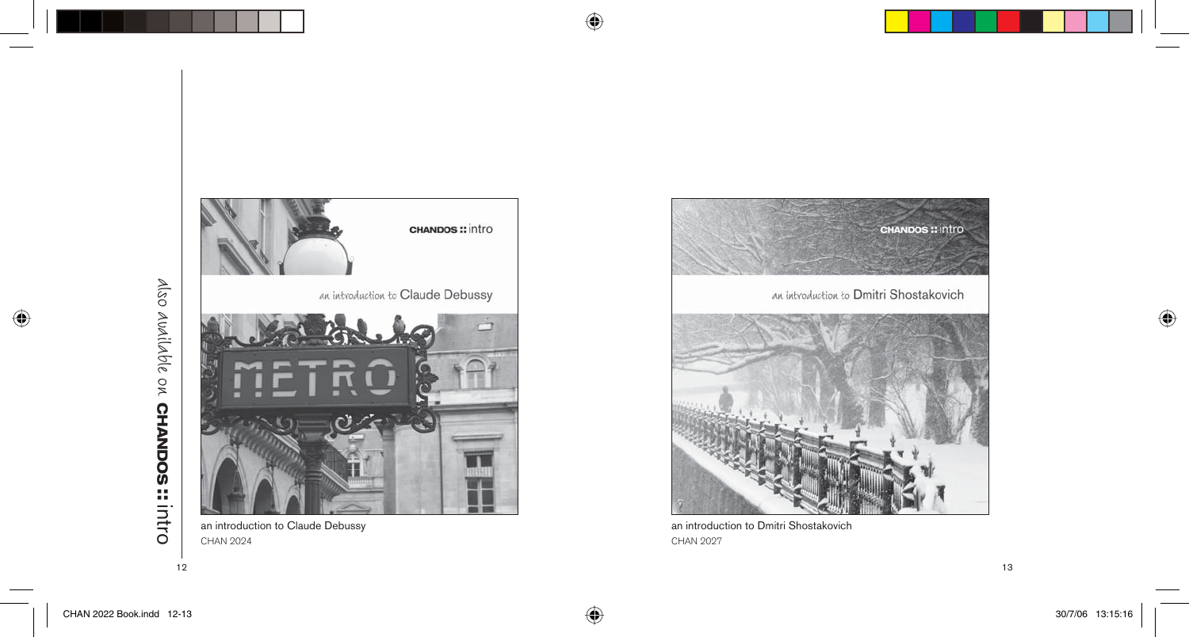also available on **CHANDOS :: intro**

an introduction to Claude Debussy
CHAN 2024

an introduction to Dmitri Shostakovich
CHAN 2027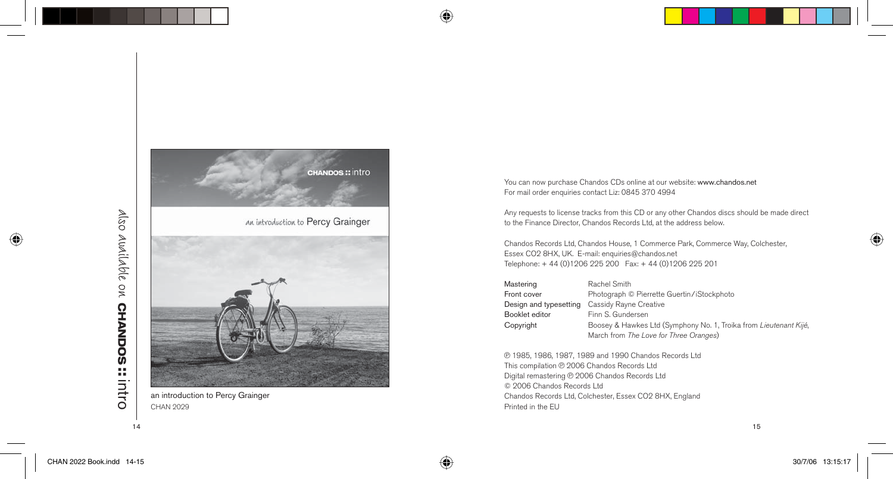also available on **CHANDOS :: intro**

an introduction to Percy Grainger
CHAN 2029

You can now purchase Chandos CDs online at our website: www.chandos.net
For mail order enquiries contact Liz: 0845 370 4994

Any requests to license tracks from this CD or any other Chandos discs should be made direct to the Finance Director, Chandos Records Ltd, at the address below.

Chandos Records Ltd, Chandos House, 1 Commerce Park, Commerce Way, Colchester, Essex CO2 8HX, UK. E-mail: enquiries@chandos.net
Telephone: + 44 (0)1206 225 200 Fax: + 44 (0)1206 225 201

| | |
|---|---|
| Mastering | Rachel Smith |
| Front cover | Photograph © Pierrette Guertin/iStockphoto |
| Design and typesetting | Cassidy Rayne Creative |
| Booklet editor | Finn S. Gundersen |
| Copyright | Boosey & Hawkes Ltd (Symphony No. 1, Troika from *Lieutenant Kijé*, March from *The Love for Three Oranges*) |

℗ 1985, 1986, 1987, 1989 and 1990 Chandos Records Ltd
This compilation ℗ 2006 Chandos Records Ltd
Digital remastering ℗ 2006 Chandos Records Ltd
© 2006 Chandos Records Ltd
Chandos Records Ltd, Colchester, Essex CO2 8HX, England
Printed in the EU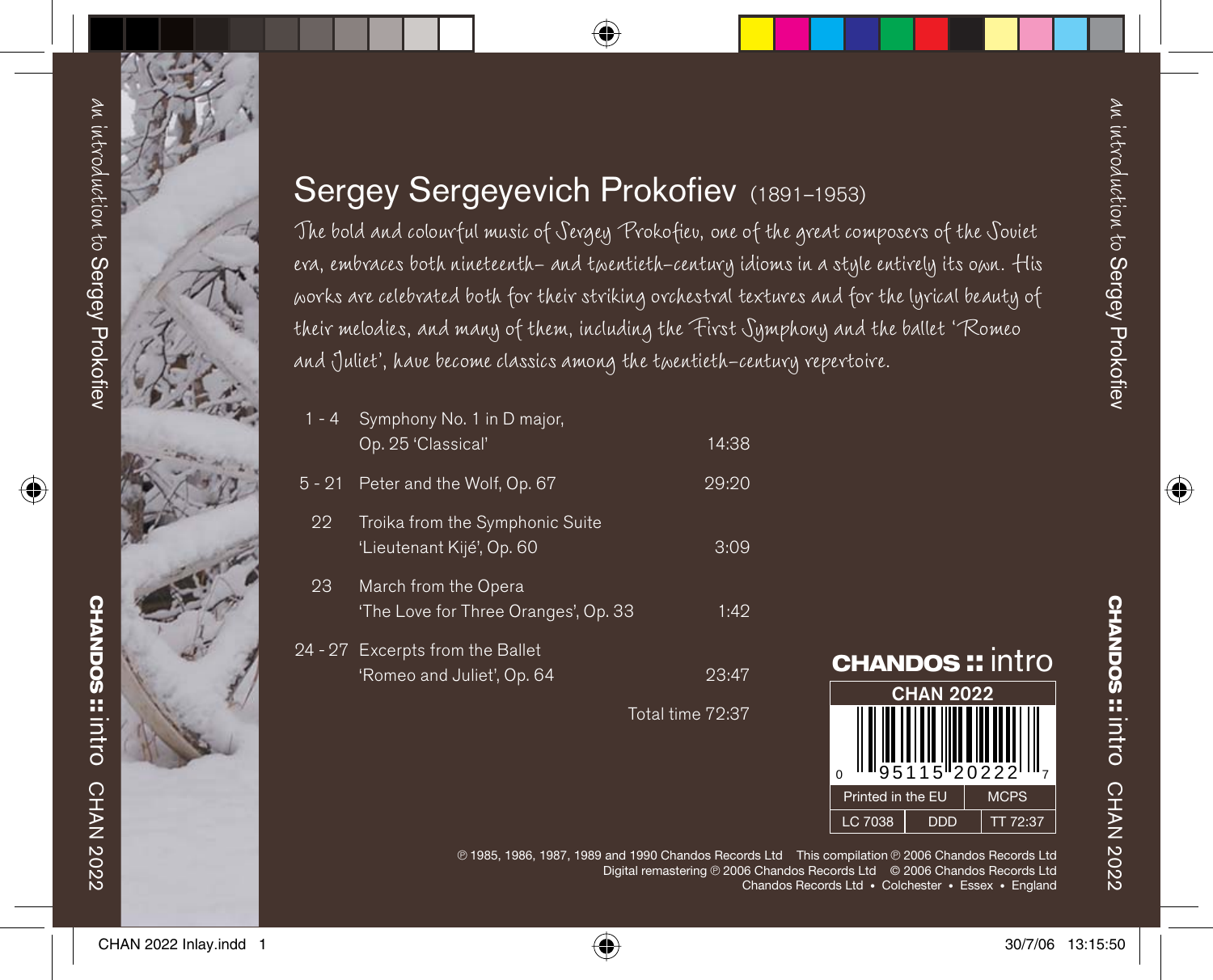# Sergey Sergeyevich Prokofiev (1891–1953)

The bold and colourful music of Sergey Prokofiev, one of the great composers of the Soviet era, embraces both nineteenth- and twentieth-century idioms in a style entirely its own. His works are celebrated both for their striking orchestral textures and for the lyrical beauty of their melodies, and many of them, including the First Symphony and the ballet 'Romeo and Juliet', have become classics among the twentieth-century repertoire.

| | | |
|---|---|---|
| 1 - 4 | Symphony No. 1 in D major, Op. 25 'Classical' | 14:38 |
| 5 - 21 | Peter and the Wolf, Op. 67 | 29:20 |
| 22 | Troika from the Symphonic Suite 'Lieutenant Kijé', Op. 60 | 3:09 |
| 23 | March from the Opera 'The Love for Three Oranges', Op. 33 | 1:42 |
| 24 - 27 | Excerpts from the Ballet 'Romeo and Juliet', Op. 64 | 23:47 |
| | Total time | 72:37 |

**CHANDOS :: intro**

CHAN 2022

0 95115 20222 7

| | |
|---|---|
| Printed in the EU | MCPS |

| | | |
|---|---|---|
| LC 7038 | DDD | TT 72:37 |

℗ 1985, 1986, 1987, 1989 and 1990 Chandos Records Ltd This compilation ℗ 2006 Chandos Records Ltd
Digital remastering ℗ 2006 Chandos Records Ltd © 2006 Chandos Records Ltd
Chandos Records Ltd • Colchester • Essex • England

an introduction to Sergey Prokofiev

**CHANDOS :: intro** CHAN 2022